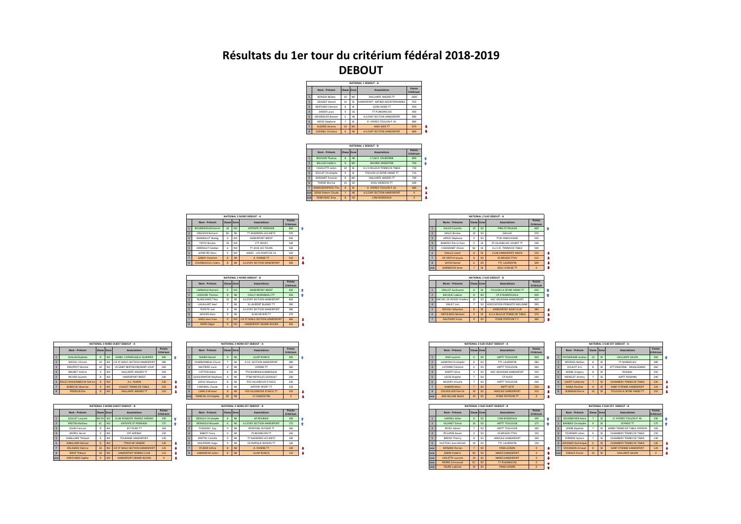# Résultats du 1er tour du critérium fédéral 2018-2019

# DEBOUT

**NATIONAL 1 DEBOUT - A**

| | Nom - Prénom | Classe | Zone | Associations | Points Critérium |
|---|---|---|---|---|---|
| 1 | BOHEAS Mateo | 10 | NO | VAILLANTE ANGERS TT | 1000 |
| 2 | GRASSET Benoit | 10 | SE | HANDISPORT ANTIBES MEDITERRANNEE | 950 |
| 3 | BERTHIER Clément | 8 | SE | LOIRE NORD TT | 920 |
| 4 | DIDIER Lucas | 9 | SO | TT PLANSANCOIS | 900 |
| 5 | GRUNDELER Bastien | 6 | NE | A.S.EVRY SECTION HANDISPORT | 890 |
| 6 | MESSI Stéphane | 7 | SE | O. HYERES TOULON P. M. | 880 |
| 7 | BUZARD Jérome | 10 | NO | AMO MER TT | 870 |
| 8 | CHESNEL Christian | 9 | NE | A.S.EVRY SECTION HANDISPORT | 860 |

**NATIONAL 1 DEBOUT - B**

| | Nom - Prénom | Classe | Zone | Associations | Points Critérium |
|---|---|---|---|---|---|
| 1 | BOUVAIS Thomas | 8 | NE | C.S.M.E. EAUBONNE | 800 |
| 2 | BELLAIS Frédéric | 9 | NO | BAYARD ARGENTAN | 760 |
| 3 | CIGOLOTTI Julien | 10 | SE | A.U.V.RILLEUX TENNIS DE TABLE | 730 |
| 4 | SOULAT Christophe | 9 | SE | TOULON LA SEYNE HANDI TT | 710 |
| 5 | SERIGNAT François | 8 | NO | VAILLANTE ANGERS TT | 700 |
| 6 | THEME Marine | 10 | SO | EVEIL MENDOIS TT | 690 |
| 7 | KAMKASOMPHOU Thu | 8 | SE | O. HYERES TOULON P. M. | 680 |
| woe | SORIA Robert-Claude | 7 | NE | A.S.EVRY SECTION HANDISPORT | 0 |
| woe | DEBEYSSAC Elias | 8 | SO | CAM BORDEAUX | 0 |

**NATIONAL 2 NORD DEBOUT - A**

| | Nom - Prénom | Classe | Zone | Associations | Points Critérium |
|---|---|---|---|---|---|
| 1 | BOUMEDOUHA Karim | 10 | NO | ENTENTE ST PIERRAISE | 600 |
| 2 | VINCHON Romaric | SD | NE | TT MAIZIERES-LES-METZ | 570 |
| 3 | RAIMBAULT Noelig | 9 | NO | HANDISPORT BREST | 550 |
| 4 | TESTU Nicolas | 10 | NO | CTT DEOLS | 540 |
| 5 | HERRAULT Esteban | 6 | NO | TT JOUE LES TOURS | 530 |
| 6 | LEPRETRE Marc | 9 | NO | AAEEC - LES PONTS DE CE | 520 |
| 7 | GABAY Victorien | 8 | NE | A. VOISINS TT | 510 |
| 8 | COURMACEUL Cédric | 8 | NE | A.S.EVRY SECTION HANDISPORT | 500 |

**NATIONAL 2 NORD DEBOUT - B**

| | Nom - Prénom | Classe | Zone | Associations | Points Critérium |
|---|---|---|---|---|---|
| 1 | LARBAOUI Romain | 9 | NO | HANDISPORT BREST | 450 |
| 2 | LESOURD Thomas | 8 | NE | CHILLY-MORANGIS CTT | 420 |
| 3 | BLANCHARD Théo | 10 | NE | A.S.EVRY SECTION HANDISPORT | 400 |
| 4 | LAVALLART Axel | 7 | NE | St LAURENT BLANGY TT | 390 |
| 5 | POYOTE Joel | 8 | NE | A.S.EVRY SECTION HANDISPORT | 380 |
| 6 | JAOUEN Alain | 9 | NE | ELAN NEVERS TT | 370 |
| 7 | JAIGU Jean-Yves | 9 | NO | CJF ST MALO SECTION HANDISPORT | 360 |
| 8 | EMPIS Edgar | 9 | NO | HANDISPORT GRAND ROUEN | 350 |

**NATIONAL 2 SUD DEBOUT - A**

| | Noms - Prénoms | Classe | Zone | Associations | Points Critérium |
|---|---|---|---|---|---|
| 1 | GILLES Corentin | 10 | SO | PING ST PAULAIS | 600 |
| 2 | MILLE Nicolas | 10 | SO | GAILLAC | 570 |
| 3 | HERVE Stéphane | 9 | SO | TTGF ANGOULEME | 550 |
| 4 | BANESSY Pierre-Yves | 9 | SE | ES VILLENEUVE LOUBET TT | 540 |
| 5 | CHASSIGNET Olivier | SD | SE | A.U.V.R. TENNIS DE TABLE | 530 |
| 6 | OVALLO Lionel | 8 | SE | CLUB HANDISPORT AIXOIS | 520 |
| 7 | DE ORTA François | 8 | SO | ES BRUGES TTHV | 510 |
| 8 | SAYAH Kamel | 6 | SO | TTC LAURENTIN | 500 |
| woe | GARNEOUD Anne | 7 | SE | ASUL LYON 8E TT | 0 |

**NATIONAL 2 SUD DEBOUT - B**

| | Noms - Prénoms | Classe | Zone | Associations | Points Critérium |
|---|---|---|---|---|---|
| 1 | GRILLET Guillaume | 8 | SE | TOULON LA SEYNE HANDI TT | 450 |
| 2 | BACQUE Ludovic | 8 | SO | CP D'AIGREFEUILLE | 420 |
| 3 | MICHEL DE ROISSY Frédéric | 10 | SO | MJC GRUISSAN HANDISPORT | 400 |
| 4 | VAULT Loïc | 7 | SO | ASSOCIATION PONGISTE MELUSINE | 390 |
| 5 | MICHEL Sébastien | 8 | SE | HANDISPORT AZUR CLUB | 380 |
| 6 | ANTOLINOS Mickael | 9 | SE | A.U.V.RILLEUX TENNIS DE TABLE | 370 |
| 7 | GAUTHIER Victor | 9 | SO | STADE POITEVIN T.T. | 360 |

**NATIONAL 3 NORD OUEST DEBOUT - A**

| | Nom - Prénom | Classe | Zone | Associations | Points Critérium |
|---|---|---|---|---|---|
| 1 | GUILLAS Baptiste | 8 | NO | HANDI. CORNOUAILLE QUIMPER | 300 |
| 2 | MICHEL Vincent | 10 | NO | CJF ST MALO SECTION HANDISPORT | 280 |
| 3 | PHILIPPOT Martial | 10 | NO | US SAINT BERTHEVIN/SAINT LOUP | 260 |
| 4 | BRUNET Valérie | 9 | NO | VAILLANTE ANGERS TT | 250 |
| 5 | RICHER Quentin | 8 | NO | HANDISPORT BREST | 240 |
| 6 | RAULT-MAISONNEUVE Patrice | 8 | NO | A.C. PLERIN | 230 |
| 7 | BOBECHE Séverine | 9 | NO | CHOLET TENNIS DE TABLE | 220 |
| 8 | PREZELIN Elie | 6 | NO | VAILLANTE ANGERS TT | 210 |

**NATIONAL 3 NORD OUEST DEBOUT - B**

| | Nom - Prénom | Classe | Zone | Associations | Points Critérium |
|---|---|---|---|---|---|
| 1 | QUILLET Laurent | NE-DV | NO | CLUB PONGISTE FRANCE AIZENAY | 190 |
| 2 | PROTIN Mathieu | EC | NO | ENTENTE ST PIERRAISE | 175 |
| 3 | JUVIN Francois | 8 | NO | 4S TOURS TT | 160 |
| 4 | MOREL Hervé | 9 | NO | CPF AIZENAY | 150 |
| 5 | GABILLARD Thibault | 8 | NO | TOURAINE HANDISPORT | 140 |
| 6 | RABILLARD Melvyn | 8 | NO | TTROCHE VENDEE | 130 |
| 7 | DELAGREE Fabrice | 10 | NO | CJF ST MALO SECTION HANDISPORT | 120 |
| 8 | SIROP Thibaut | 10 | NO | HANDISPORT RENNES CLUB | 110 |
| woe | HERICHARD Sophie | 9 | NO | HANDISPORT GRAND ROUEN | 0 |

**NATIONAL 3 NORD EST DEBOUT - A**

| | Nom - Prénom | Classe | Zone | Associations | Points Critérium |
|---|---|---|---|---|---|
| 1 | MARIE Benoit | 9 | NE | ULJAP RONCQ | 300 |
| 2 | CHARBONNEAU Eliane | 7 | NE | A.S.E. SECTION HANDISPORT | 280 |
| 3 | HAUTIERE Luce | 8 | NE | VOISINS TT | 260 |
| 4 | LOTTON Robin | 8 | NE | TTA BONPAIN DUNKERQUE | 250 |
| 5 | QUIQUEMPOIX Stéphane | 8 | NE | TTSM NOYELLES GODAULT | 240 |
| 6 | LEDUC Maxence | 8 | NE | FOS VILLENEUVE D'ASCQ | 230 |
| 7 | CARDINAL Claude | 8 | NE | ANTONY SPORT TT | 220 |
| 8 | CARELS Mickael | 8 | NE | FOS VILLENEUVE D'ASCQ TT | 210 |
| woe | PANICALI Christophe | SD | NE | CC DANJOUTIN | 0 |

**NATIONAL 3 NORD EST DEBOUT - B**

| | Nom - Prénom | Classe | Zone | Associations | Points Critérium |
|---|---|---|---|---|---|
| 1 | SZEKULA Christophe | 8 | NE | AP ROUBAIX | 190 |
| 2 | DERKAOUI Mouade | 6 | NE | A.S.EVRY SECTION HANDISPORT | 175 |
| 3 | TOMASSO Guy | 9 | NE | SPORTING 20 PARIS TT | 160 |
| 4 | BABIOT Tania | 9 | NE | PS BESANCON TT | 150 |
| 5 | KNITTEL Camille | 9 | NE | TT MAIZIERES LES METZ | 140 |
| 6 | MAUFFRERE Hugo | 9 | NE | OLYMPIQUE REMOIS TT | 130 |
| 7 | STUDER Céline | 8 | NE | A. VOISINS TT | 120 |
| 8 | LABRANCHE Julien | 8 | NE | ULJAP RONCQ | 110 |

**NATIONAL 3 SUD OUEST DEBOUT - A**

| | Nom - Prénom | Classe | Zone | Associations | Points Critérium |
|---|---|---|---|---|---|
| 1 | DIAZ Laurent | 6 | SO | ASPTT TOULOUSE | 300 |
| 2 | GANDOIN Christophe | 8 | SO | TTC LAURENTIN | 280 |
| 3 | LATORRE Clément | 6 | SO | ASPTT TOULOUSE | 260 |
| 4 | MARTY Aline | 9 | SO | MJC GRUISSAN HANDISPORT | 250 |
| 5 | LECEE Brigitte | 7 | SO | CP AUCH | 240 |
| 6 | BAUDRY Vincent | 7 | SO | ASPTT TOULOUSE | 230 |
| 7 | GAMON Marc | 7 | SO | ASPTT SETE | 220 |
| 8 | CRUVEILLIER Patrick | 10 | SO | AMICALE HANDISPORT | 210 |
| woe | BEN SELLAM Walid | 10 | SO | STADE POITEVIN TT | 0 |

**NATIONAL 3 SUD OUEST DEBOUT - B**

| | Nom - Prénom | Classe | Zone | Associations | Points Critérium |
|---|---|---|---|---|---|
| 1 | LARRIEU Gilles | 8 | SO | CAM BORDEAUX | 190 |
| 2 | VILLARET Simon | 10 | SO | ASPTT TOULOUSE | 175 |
| 3 | REVEL Adrien | 7 | SO | ASPTT TOULOUSE | 160 |
| 4 | PELLERIN Xavier | 9 | SO | ES BRUGES TTHV | 150 |
| 5 | BRESSY Thierry | 8 | SO | AMICALE HANDISPORT | 140 |
| 6 | HUCTEAU Jean-Michel | 10 | SO | TTC LAURENTIN | 130 |
| woe | MENARD Florian | 7 | SO | PANA-LOISIRS | 0 |
| woe | RABIN Frédéric | SD | SO | NIMES HANDISPORT | 0 |
| woe | VIOLETTE Laurent | 10 | SO | NIMES HANDISPORT | 0 |
| woe | PIERRE Emmanuel | EC | SO | TT RUASIAIN(?) | 0 |
| woe | FAURE Ludivine | 10 | SO | PANA-LOISIRS | 0 |

**NATIONAL 3 SUD EST DEBOUT - A**

| | Nom - Prénom | Classe | Zone | Associations | Points Critérium |
|---|---|---|---|---|---|
| 1 | PAYSSERAND Audrey | 10 | SE | VAILLANTE SALON | 300 |
| 2 | SPEZZIGA Nathan | 8 | SE | TT MANDELIEU | 280 |
| 3 | VOULOT Eric | 8 | SE | ATT DRACENIE - DRAGUIGNAN | 260 |
| 4 | MIANE Grégory | 8 | SE | ROGNAC | 250 |
| 5 | MENELET Jérémy | 7 | SE | ASPTT ROMANS | 240 |
| 6 | GAYET Catherine | 7 | SE | CHAMBERY TENNIS DE TABLE | 230 |
| 7 | KINGA Paolime | 8 | SE | SAINT ETIENNE HANDISPORT | 220 |
| 8 | JEANJEAN Pierre | 10 | SE | TOULON LA SEYNE HANDI TT | 210 |

**NATIONAL 3 SUD EST DEBOUT - B**

| | Nom - Prénom | Classe | Zone | Associations | Points Critérium |
|---|---|---|---|---|---|
| 1 | DOURBECKER Kévin | 7 | SE | O. HYERES TOULON P. M. | 190 |
| 2 | BARBIER Christophe | 9 | SE | SEYNOD TT | 175 |
| 3 | LENNE Baptiste | 7 | SE | HANDI TENNIS DE TABLE HYEROIS | 160 |
| 4 | TOURNIER Johan | 6 | SE | CHAMBERY TENNIS DE TABLE | 150 |
| 5 | FERRERE Sylvain | 7 | SE | CHAMBERY TENNIS DE TABLE | 140 |
| 6 | MOSNIER Dominique | 6 | SE | CHAMBERY TENNIS DE TABLE | 130 |
| 7 | VOCANSON Arnaud | 8 | SE | SAINT ETIENNE HANDISPORT | 120 |
| woe | FARAUS Franck | 10 | SE | VAILLANTE SALON | 0 |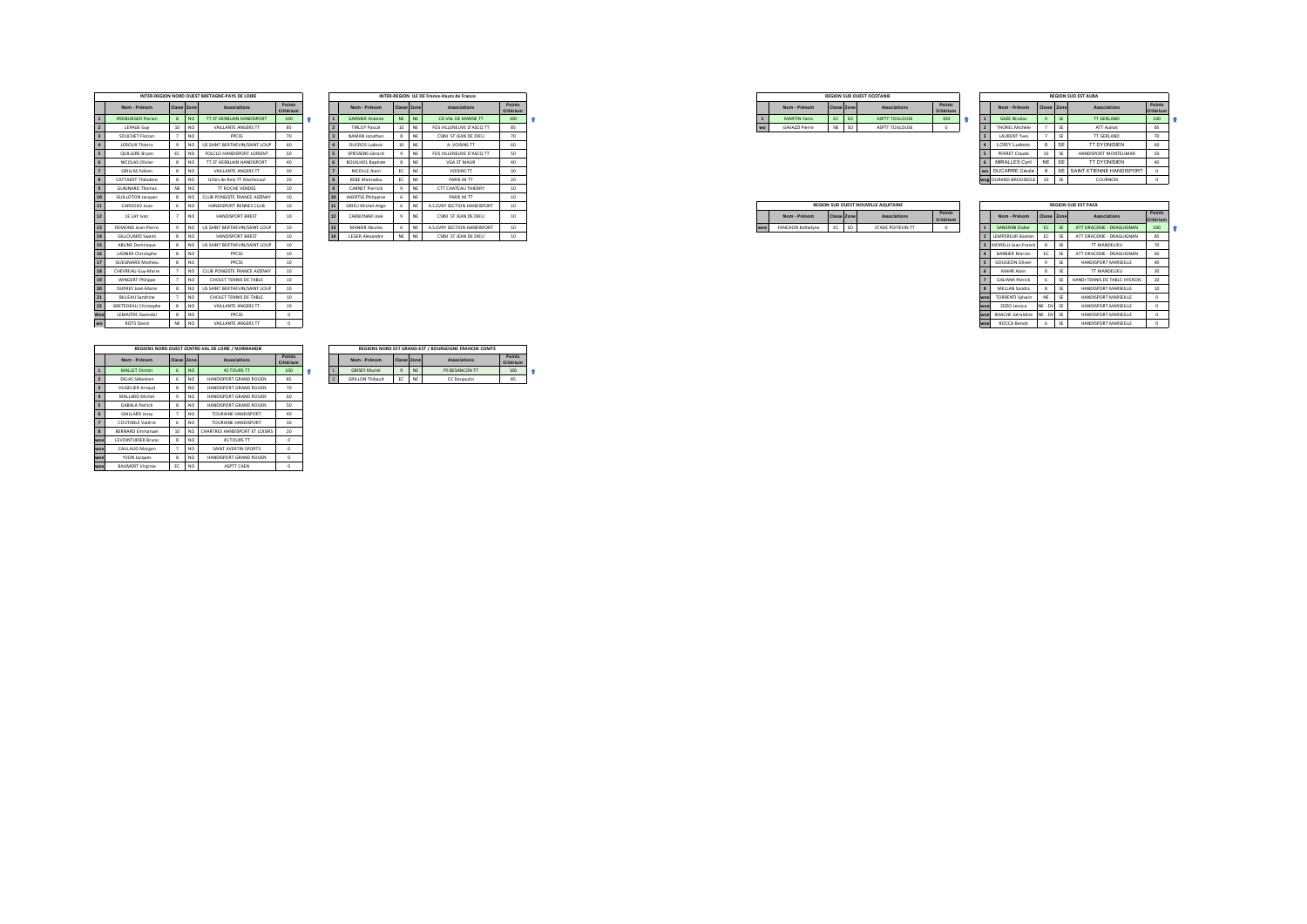## INTER-REGION NORD OUEST BRETAGNE-PAYS DE LOIRE

| | Nom - Prénom | Classe | Zone | Associations | Points Critérium |
|---|---|---|---|---|---|
| 1 | FRIDBURGER Florian | 8 | NO | TT ST HERBLAIN HANDISPORT | 100 |
| 2 | LEPAGE Guy | 10 | NO | VAILLANTE ANGERS TT | 85 |
| 3 | SOUCHET Florian | 7 | NO | PPCSS | 70 |
| 4 | LEROUX Thierry | 9 | NO | US SAINT BERTHEVIN/SAINT LOUP | 60 |
| 5 | QUILLERE Bryan | EC | NO | EOLCLO HANDISPORT LORIENT | 50 |
| 6 | NICOLAS Olivier | 8 | NO | TT ST HERBLAIN HANDISPORT | 40 |
| 7 | GRILLAS Fabien | 8 | NO | VAILLANTE ANGERS TT | 30 |
| 8 | CATTAERT Théodore | 8 | NO | Gilles de Retz TT Machecoul | 20 |
| 9 | GUIGNARD Thomas | NE | NO | TT ROCHE VENDEE | 10 |
| 10 | GUILLOTON Jacques | 8 | NO | CLUB PONGISTE FRANCE AIZENAY | 10 |
| 11 | CARDOSO Joao | 6 | NO | HANDISPORT RENNES CLUB | 10 |
| 12 | LE LAY Ivan | 7 | NO | HANDISPORT BREST | 10 |
| 13 | REMOND Jean-Pierre | 9 | NO | US SAINT BERTHEVIN/SAINT LOUP | 10 |
| 14 | GILLOUARD Swann | 8 | NO | HANDISPORT BREST | 10 |
| 15 | ABLINE Dominique | 8 | NO | US SAINT BERTHEVIN/SAINT LOUP | 10 |
| 16 | LASNIER Christophe | 8 | NO | PPCSS | 10 |
| 17 | GUEGNARD Mathieu | 8 | NO | PPCSS | 10 |
| 18 | CHEVREAU Guy-Marie | 7 | NO | CLUB PONGISTE FRANCE AIZENAY | 10 |
| 19 | WINGERT Philippe | 7 | NO | CHOLET TENNIS DE TABLE | 10 |
| 20 | DUPREY José-Marie | 8 | NO | US SAINT BERTHEVIN/SAINT LOUP | 10 |
| 21 | BELLEAU Sandrine | 7 | NO | CHOLET TENNIS DE TABLE | 10 |
| 22 | BRETEDEAU Christophe | 8 | NO | VAILLANTE ANGERS TT | 10 |
| Woe | LEMAITRE Gwendal | 8 | NO | PPCSS | 0 |
| wo | ROTS David | NE | NO | VAILLANTE ANGERS TT | 0 |

## INTER-REGION ILE DE France-Hauts de France

| | Nom - Prénom | Classe | Zone | Associations | Points Critérium |
|---|---|---|---|---|---|
| 1 | GARNIER Antoine | NE | NE | CD VAL DE MARNE TT | 100 |
| 2 | TIRLOY Pascal | 10 | NE | FOS VILLENEUVE D'ASCQ TT | 85 |
| 3 | NAMAN Jonathan | 8 | NE | CSINI ST JEAN DE DIEU | 70 |
| 4 | DUCROS Ludovic | 10 | NE | A. VOISINS TT | 60 |
| 5 | SPIESSENS Gérard | 9 | NE | FOS VILLENEUVE D'ASCQ TT | 50 |
| 6 | BOUILHOL Baptiste | 8 | NE | VGA ST MAUR | 40 |
| 7 | NICOLLE Alain | EC | NE | VOISINS TT | 30 |
| 8 | KEBE Mamadou | EC | NE | PARIS XII TT | 20 |
| 9 | CARNET Pierrick | 9 | NE | CTT CHATEAU THIERRY | 10 |
| 10 | HAERTIG Philippine | 6 | NE | PARIS XII TT | 10 |
| 11 | GRIEU Michel-Ange | 6 | NE | A.S.EVRY SECTION HANDISPORT | 10 |
| 12 | CARBONARI José | 9 | NE | CSINI ST JEAN DE DIEU | 10 |
| 13 | MANIER Nicolas | 6 | NE | A.S.EVRY SECTION HANDISPORT | 10 |
| 14 | LEGER Alexandre | NE | NE | CSINI ST JEAN DE DIEU | 10 |

## REGION SUD OUEST OCCITANIE

| | Nom - Prénom | Classe | Zone | Associations | Points Critérium |
|---|---|---|---|---|---|
| 1 | MARTIN Yann | EC | SO | ASPTT TOULOUSE | 100 |
| wo | GAVAZZI Pierre | NE | SO | ASPTT TOULOUSE | 0 |

## REGION SUD EST AURA

| | Nom - Prénom | Classe | Zone | Associations | Points Critérium |
|---|---|---|---|---|---|
| 1 | GAZE Nicolas | 9 | SE | TT GERLAND | 100 |
| 2 | THOREL Michèle | 7 | SE | ATT Aulnat | 85 |
| 3 | LAURENT Yves | 7 | SE | TT GERLAND | 70 |
| 4 | LOISY Ludovic | 8 | SE | TT DYONISIEN | 60 |
| 5 | PERRET Claude | 10 | SE | HANDISPORT MONTELIMAR | 50 |
| 6 | MIRALLES Cyril | NE | SE | TT DYONISIEN | 40 |
| wo | DUCARRE Cécile | 8 | SE | SAINT ETIENNE HANDISPORT | 0 |
| woe | DURAND-BROUSSOLE | 10 | SE | COURNON | 0 |

## REGION SUD OUEST NOUVELLE AQUITAINE

| | Nom - Prénom | Classe | Zone | Associations | Points Critérium |
|---|---|---|---|---|---|
| woe | FANCHON Kathelyne | EC | SO | STADE POITEVIN TT | 0 |

## REGION SUD EST PACA

| | Nom - Prénom | Classe | Zone | Associations | Points Critérium |
|---|---|---|---|---|---|
| 1 | SANDRINI Didier | EC | SE | ATT DRACENIE - DRAGUIGNAN | 100 |
| 2 | LEMPEREUR Bastien | EC | SE | ATT DRACENIE - DRAGUIGNAN | 85 |
| 3 | MORELLI Jean-Franck | 8 | SE | TT MANDELIEU | 70 |
| 4 | BARBIER Marion | EC | SE | ATT DRACENIE - DRAGUIGNAN | 60 |
| 5 | GOUGEON Olivier | 9 | SE | HANDISPORT MARSEILLE | 40 |
| 6 | MAHR Alain | 8 | SE | TT MANDELIEU | 30 |
| 7 | GALIANA Patrick | 6 | SE | HANDI TENNIS DE TABLE HYEROIS | 20 |
| 8 | MELLAN Sandra | 8 | SE | HANDISPORT MARSEILLE | 10 |
| woe | TORRENTI Sylvain | NE | SE | HANDISPORT MARSEILLE | 0 |
| woe | ZIZZO Jessica | NE - DV | SE | HANDISPORT MARSEILLE | 0 |
| woe | IMACHE Géraldine | NE - DV | SE | HANDISPORT MARSEILLE | 0 |
| woe | ROCCA Benoit | 6 | SE | HANDISPORT MARSEILLE | 0 |

## REGIONS NORD OUEST CENTRE-VAL DE LOIRE / NORMANDIE

| | Nom - Prénom | Classe | Zone | Associations | Points Critérium |
|---|---|---|---|---|---|
| 1 | MALLET Dimitri | 6 | NO | 4S TOURS TT | 100 |
| 2 | DELAS Sébastien | 6 | NO | HANDISPORT GRAND ROUEN | 85 |
| 3 | HUGELIER Arnaud | 8 | NO | HANDISPORT GRAND ROUEN | 70 |
| 4 | MALLARD Michel | 9 | NO | HANDISPORT GRAND ROUEN | 60 |
| 5 | GABALA Patrick | 8 | NO | HANDISPORT GRAND ROUEN | 50 |
| 6 | GAILLARD Jessy | 7 | NO | TOURAINE HANDISPORT | 40 |
| 7 | COUTABLE Valérie | 6 | NO | TOURAINE HANDISPORT | 30 |
| 8 | BERNARD Emmanuel | 10 | NO | CHARTRES HANDISPORT ET LOISIRS | 20 |
| woe | LEVOINTURIER Bruno | 8 | NO | 4S TOURS TT | 0 |
| woe | CAILLAUD Morgan | 7 | NO | SAINT AVERTIN SPORTS | 0 |
| woe | YVON Jacques | 8 | NO | HANDISPORT GRAND ROUEN | 0 |
| woe | BAUMERT Virginie | EC | NO | ASPTT CAEN | 0 |

## REGIONS NORD EST GRAND-EST / BOURGOGNE FRANCHE COMTE

| | Nom - Prénom | Classe | Zone | Associations | Points Critérium |
|---|---|---|---|---|---|
| 1 | GRISEY Muriel | 9 | NE | PS BESANCON TT | 100 |
| 2 | GRILLON Thibault | EC | NE | CC Danjoutin | 85 |